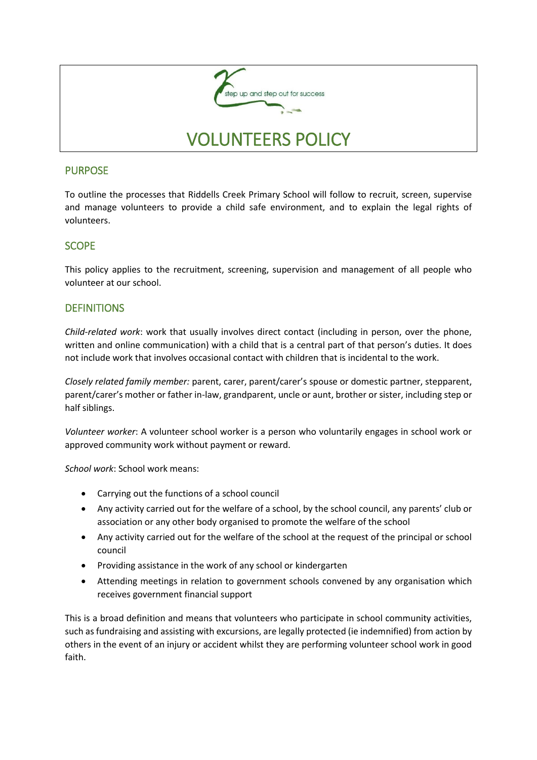step up and step out for success

# VOLUNTEERS POLICY

## PURPOSE

To outline the processes that Riddells Creek Primary School will follow to recruit, screen, supervise and manage volunteers to provide a child safe environment, and to explain the legal rights of volunteers.

## SCOPE

This policy applies to the recruitment, screening, supervision and management of all people who volunteer at our school.

## DEFINITIONS

*Child-related work*: work that usually involves direct contact (including in person, over the phone, written and online communication) with a child that is a central part of that person's duties. It does not include work that involves occasional contact with children that is incidental to the work.

*Closely related family member:* parent, carer, parent/carer's spouse or domestic partner, stepparent, parent/carer's mother or father in-law, grandparent, uncle or aunt, brother or sister, including step or half siblings.

*Volunteer worker*: A volunteer school worker is a person who voluntarily engages in school work or approved community work without payment or reward.

*School work*: School work means:

- Carrying out the functions of a school council
- Any activity carried out for the welfare of a school, by the school council, any parents' club or association or any other body organised to promote the welfare of the school
- Any activity carried out for the welfare of the school at the request of the principal or school council
- Providing assistance in the work of any school or kindergarten
- Attending meetings in relation to government schools convened by any organisation which receives government financial support

This is a broad definition and means that volunteers who participate in school community activities, such as fundraising and assisting with excursions, are legally protected (ie indemnified) from action by others in the event of an injury or accident whilst they are performing volunteer school work in good faith.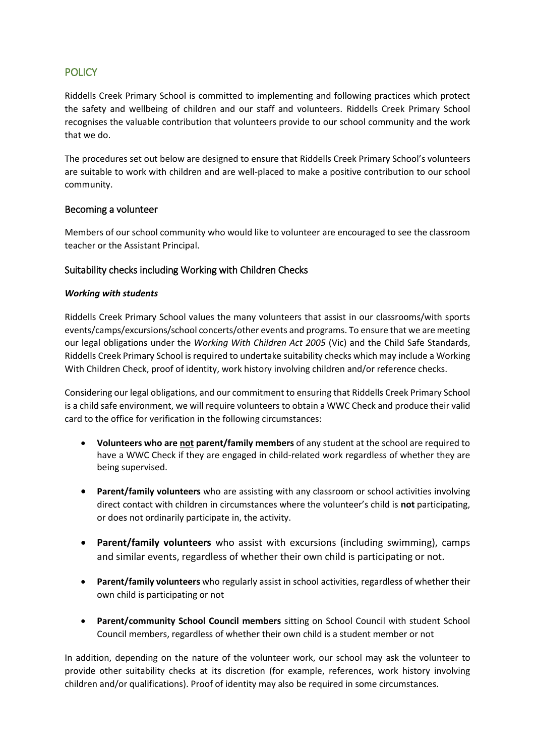## POLICY

Riddells Creek Primary School is committed to implementing and following practices which protect the safety and wellbeing of children and our staff and volunteers. Riddells Creek Primary School recognises the valuable contribution that volunteers provide to our school community and the work that we do.

The procedures set out below are designed to ensure that Riddells Creek Primary School's volunteers are suitable to work with children and are well-placed to make a positive contribution to our school community.

### Becoming a volunteer

Members of our school community who would like to volunteer are encouraged to see the classroom teacher or the Assistant Principal.

### Suitability checks including Working with Children Checks

***Working with students***

Riddells Creek Primary School values the many volunteers that assist in our classrooms/with sports events/camps/excursions/school concerts/other events and programs. To ensure that we are meeting our legal obligations under the *Working With Children Act 2005* (Vic) and the Child Safe Standards, Riddells Creek Primary School is required to undertake suitability checks which may include a Working With Children Check, proof of identity, work history involving children and/or reference checks.

Considering our legal obligations, and our commitment to ensuring that Riddells Creek Primary School is a child safe environment, we will require volunteers to obtain a WWC Check and produce their valid card to the office for verification in the following circumstances:

- **Volunteers who are not parent/family members** of any student at the school are required to have a WWC Check if they are engaged in child-related work regardless of whether they are being supervised.
- **Parent/family volunteers** who are assisting with any classroom or school activities involving direct contact with children in circumstances where the volunteer's child is **not** participating, or does not ordinarily participate in, the activity.
- **Parent/family volunteers** who assist with excursions (including swimming), camps and similar events, regardless of whether their own child is participating or not.
- **Parent/family volunteers** who regularly assist in school activities, regardless of whether their own child is participating or not
- **Parent/community School Council members** sitting on School Council with student School Council members, regardless of whether their own child is a student member or not

In addition, depending on the nature of the volunteer work, our school may ask the volunteer to provide other suitability checks at its discretion (for example, references, work history involving children and/or qualifications). Proof of identity may also be required in some circumstances.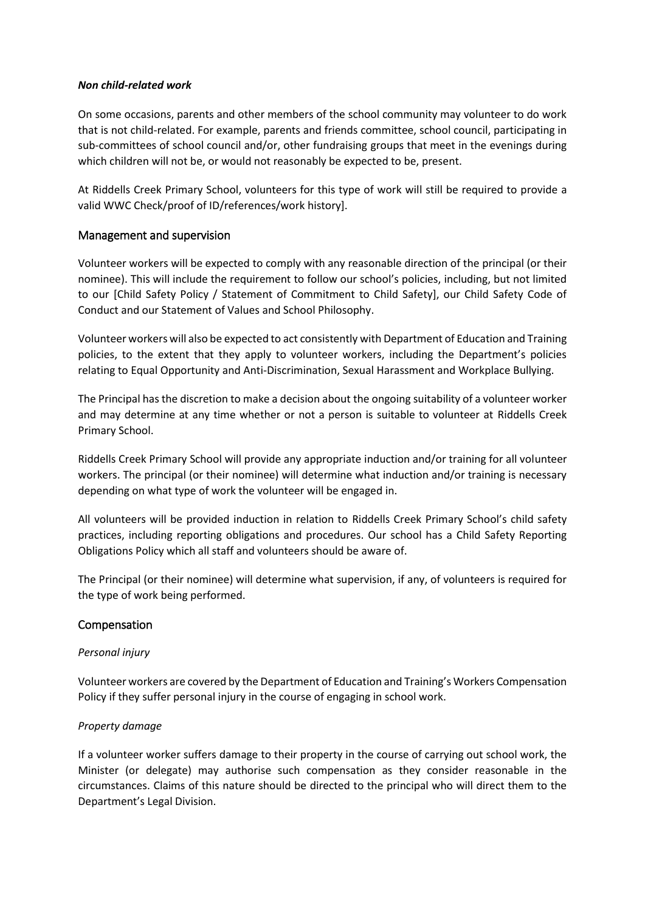***Non child-related work***

On some occasions, parents and other members of the school community may volunteer to do work that is not child-related. For example, parents and friends committee, school council, participating in sub-committees of school council and/or, other fundraising groups that meet in the evenings during which children will not be, or would not reasonably be expected to be, present.

At Riddells Creek Primary School, volunteers for this type of work will still be required to provide a valid WWC Check/proof of ID/references/work history].

## Management and supervision

Volunteer workers will be expected to comply with any reasonable direction of the principal (or their nominee). This will include the requirement to follow our school's policies, including, but not limited to our [Child Safety Policy / Statement of Commitment to Child Safety], our Child Safety Code of Conduct and our Statement of Values and School Philosophy.

Volunteer workers will also be expected to act consistently with Department of Education and Training policies, to the extent that they apply to volunteer workers, including the Department's policies relating to Equal Opportunity and Anti-Discrimination, Sexual Harassment and Workplace Bullying.

The Principal has the discretion to make a decision about the ongoing suitability of a volunteer worker and may determine at any time whether or not a person is suitable to volunteer at Riddells Creek Primary School.

Riddells Creek Primary School will provide any appropriate induction and/or training for all volunteer workers. The principal (or their nominee) will determine what induction and/or training is necessary depending on what type of work the volunteer will be engaged in.

All volunteers will be provided induction in relation to Riddells Creek Primary School's child safety practices, including reporting obligations and procedures. Our school has a Child Safety Reporting Obligations Policy which all staff and volunteers should be aware of.

The Principal (or their nominee) will determine what supervision, if any, of volunteers is required for the type of work being performed.

## Compensation

*Personal injury*

Volunteer workers are covered by the Department of Education and Training's Workers Compensation Policy if they suffer personal injury in the course of engaging in school work.

*Property damage*

If a volunteer worker suffers damage to their property in the course of carrying out school work, the Minister (or delegate) may authorise such compensation as they consider reasonable in the circumstances. Claims of this nature should be directed to the principal who will direct them to the Department's Legal Division.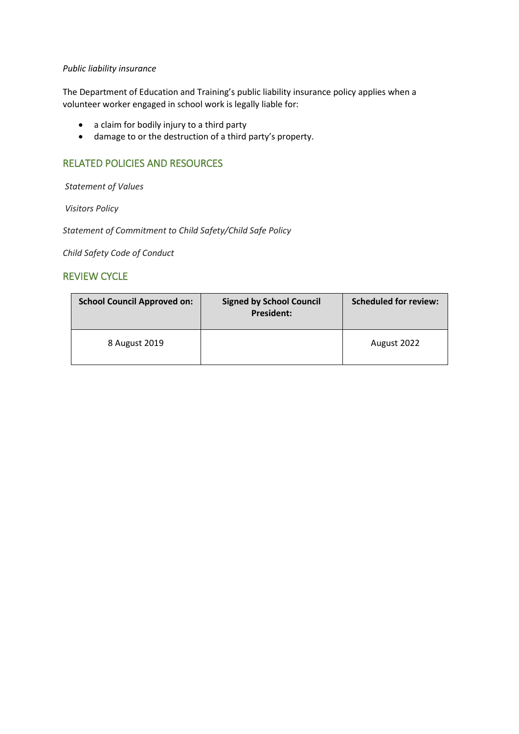*Public liability insurance*

The Department of Education and Training's public liability insurance policy applies when a volunteer worker engaged in school work is legally liable for:

- a claim for bodily injury to a third party
- damage to or the destruction of a third party's property.

## RELATED POLICIES AND RESOURCES

*Statement of Values*

*Visitors Policy*

*Statement of Commitment to Child Safety/Child Safe Policy*

*Child Safety Code of Conduct*

## REVIEW CYCLE

| **School Council Approved on:** | **Signed by School Council President:** | **Scheduled for review:** |
|---|---|---|
| 8 August 2019 | | August 2022 |